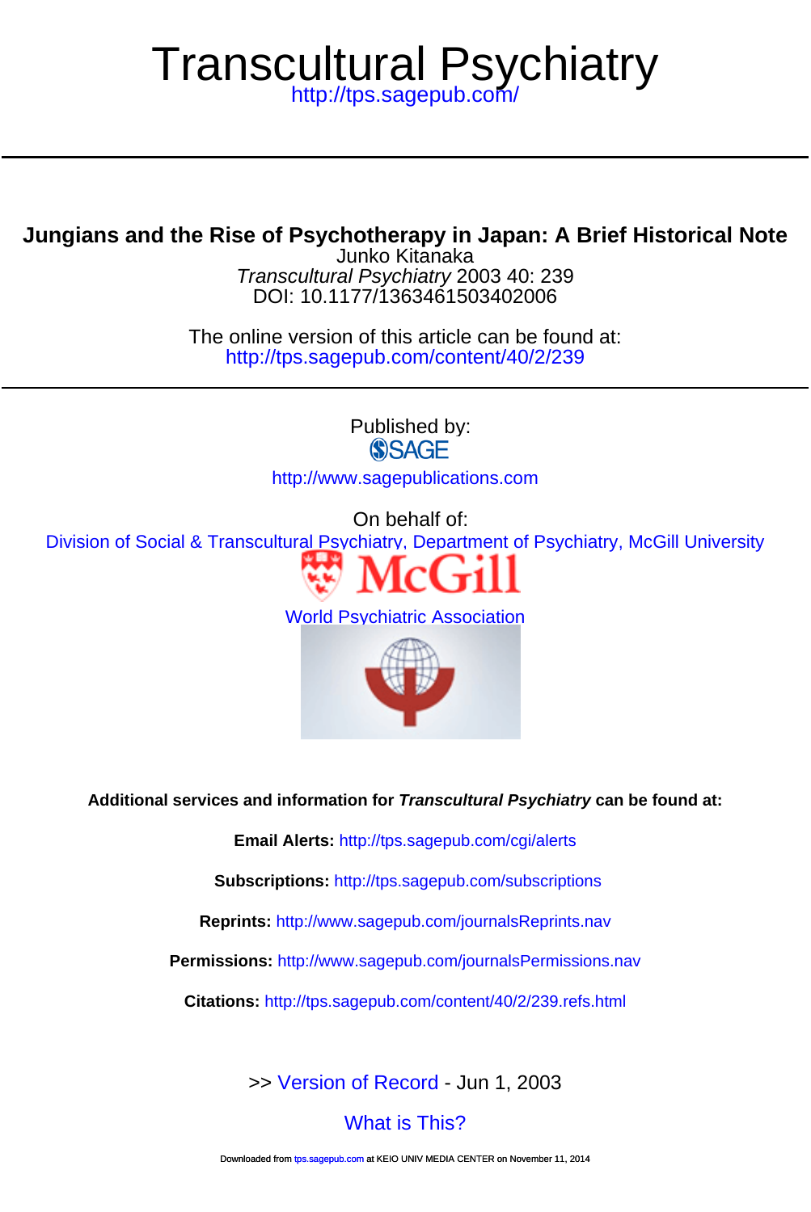# Transcultural Psychiatry

http://tps.sagepub.com/

---

## Jungians and the Rise of Psychotherapy in Japan: A Brief Historical Note

Junko Kitanaka
*Transcultural Psychiatry* 2003 40: 239
DOI: 10.1177/1363461503402006

The online version of this article can be found at:
http://tps.sagepub.com/content/40/2/239

---

Published by:

SAGE

http://www.sagepublications.com

On behalf of:

Division of Social & Transcultural Psychiatry, Department of Psychiatry, McGill University

McGill

World Psychiatric Association

**Additional services and information for *Transcultural Psychiatry* can be found at:**

**Email Alerts:** http://tps.sagepub.com/cgi/alerts

**Subscriptions:** http://tps.sagepub.com/subscriptions

**Reprints:** http://www.sagepub.com/journalsReprints.nav

**Permissions:** http://www.sagepub.com/journalsPermissions.nav

**Citations:** http://tps.sagepub.com/content/40/2/239.refs.html

>> Version of Record - Jun 1, 2003

What is This?

Downloaded from tps.sagepub.com at KEIO UNIV MEDIA CENTER on November 11, 2014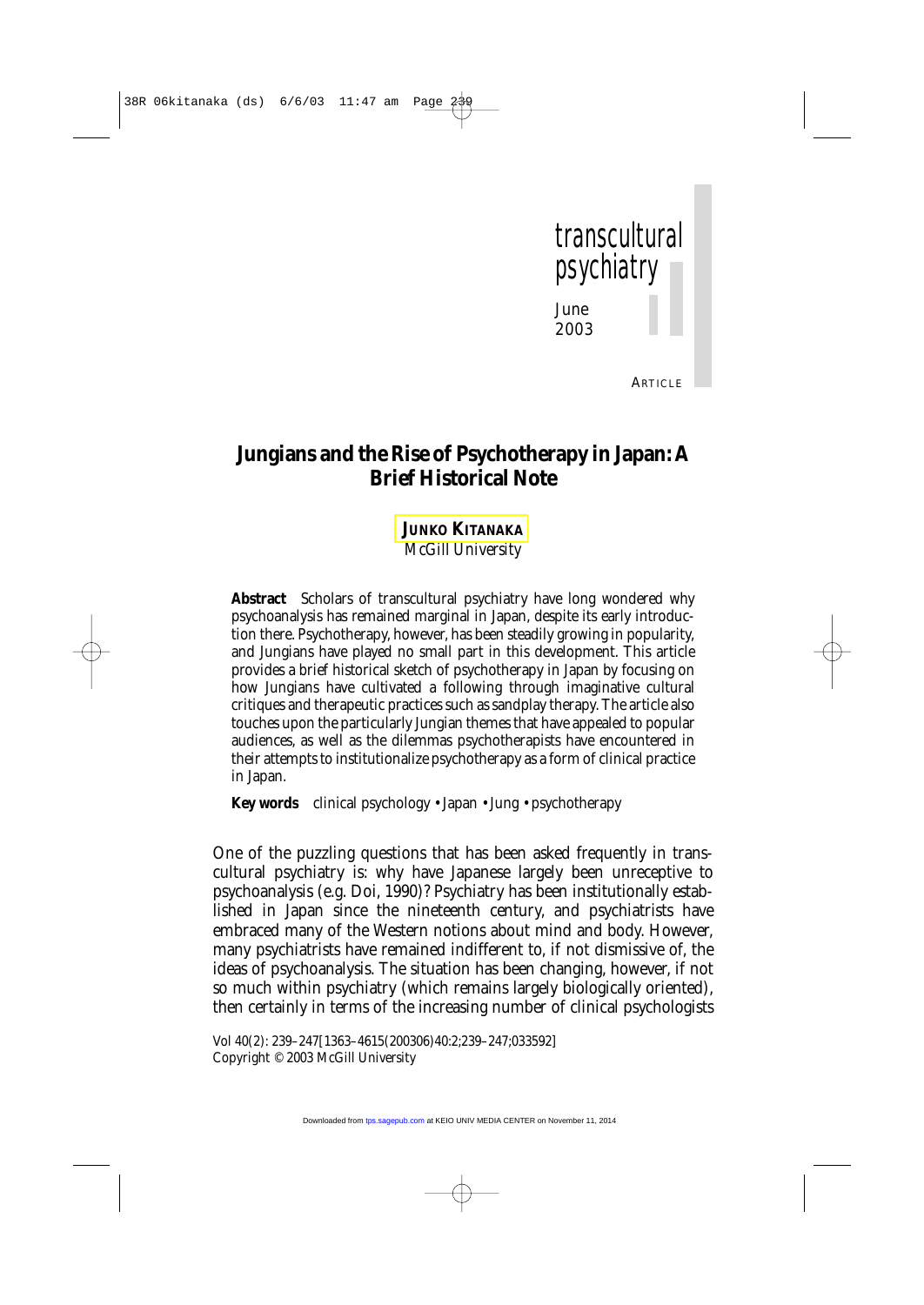# Jungians and the Rise of Psychotherapy in Japan: A Brief Historical Note

**JUNKO KITANAKA**
McGill University

**Abstract** Scholars of transcultural psychiatry have long wondered why psychoanalysis has remained marginal in Japan, despite its early introduction there. Psychotherapy, however, has been steadily growing in popularity, and Jungians have played no small part in this development. This article provides a brief historical sketch of psychotherapy in Japan by focusing on how Jungians have cultivated a following through imaginative cultural critiques and therapeutic practices such as sandplay therapy. The article also touches upon the particularly Jungian themes that have appealed to popular audiences, as well as the dilemmas psychotherapists have encountered in their attempts to institutionalize psychotherapy as a form of clinical practice in Japan.

**Key words** clinical psychology • Japan • Jung • psychotherapy

One of the puzzling questions that has been asked frequently in transcultural psychiatry is: why have Japanese largely been unreceptive to psychoanalysis (e.g. Doi, 1990)? Psychiatry has been institutionally established in Japan since the nineteenth century, and psychiatrists have embraced many of the Western notions about mind and body. However, many psychiatrists have remained indifferent to, if not dismissive of, the ideas of psychoanalysis. The situation has been changing, however, if not so much within psychiatry (which remains largely biologically oriented), then certainly in terms of the increasing number of clinical psychologists

Copyright © 2003 McGill University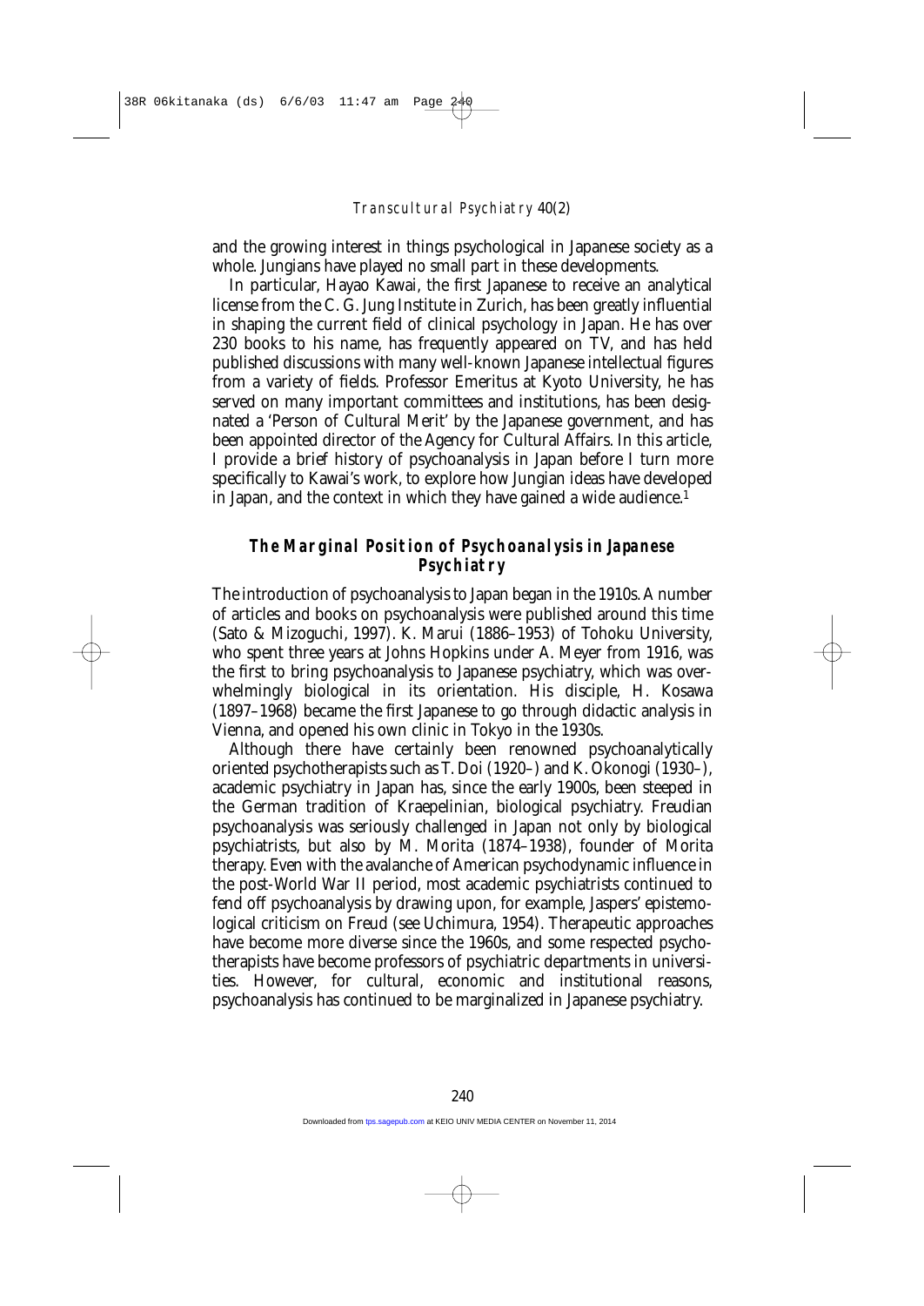and the growing interest in things psychological in Japanese society as a whole. Jungians have played no small part in these developments.

In particular, Hayao Kawai, the first Japanese to receive an analytical license from the C. G. Jung Institute in Zurich, has been greatly influential in shaping the current field of clinical psychology in Japan. He has over 230 books to his name, has frequently appeared on TV, and has held published discussions with many well-known Japanese intellectual figures from a variety of fields. Professor Emeritus at Kyoto University, he has served on many important committees and institutions, has been designated a 'Person of Cultural Merit' by the Japanese government, and has been appointed director of the Agency for Cultural Affairs. In this article, I provide a brief history of psychoanalysis in Japan before I turn more specifically to Kawai's work, to explore how Jungian ideas have developed in Japan, and the context in which they have gained a wide audience.[1]

## The Marginal Position of Psychoanalysis in Japanese Psychiatry

The introduction of psychoanalysis to Japan began in the 1910s. A number of articles and books on psychoanalysis were published around this time (Sato & Mizoguchi, 1997). K. Marui (1886–1953) of Tohoku University, who spent three years at Johns Hopkins under A. Meyer from 1916, was the first to bring psychoanalysis to Japanese psychiatry, which was overwhelmingly biological in its orientation. His disciple, H. Kosawa (1897–1968) became the first Japanese to go through didactic analysis in Vienna, and opened his own clinic in Tokyo in the 1930s.

Although there have certainly been renowned psychoanalytically oriented psychotherapists such as T. Doi (1920–) and K. Okonogi (1930–), academic psychiatry in Japan has, since the early 1900s, been steeped in the German tradition of Kraepelinian, biological psychiatry. Freudian psychoanalysis was seriously challenged in Japan not only by biological psychiatrists, but also by M. Morita (1874–1938), founder of Morita therapy. Even with the avalanche of American psychodynamic influence in the post-World War II period, most academic psychiatrists continued to fend off psychoanalysis by drawing upon, for example, Jaspers' epistemological criticism on Freud (see Uchimura, 1954). Therapeutic approaches have become more diverse since the 1960s, and some respected psychotherapists have become professors of psychiatric departments in universities. However, for cultural, economic and institutional reasons, psychoanalysis has continued to be marginalized in Japanese psychiatry.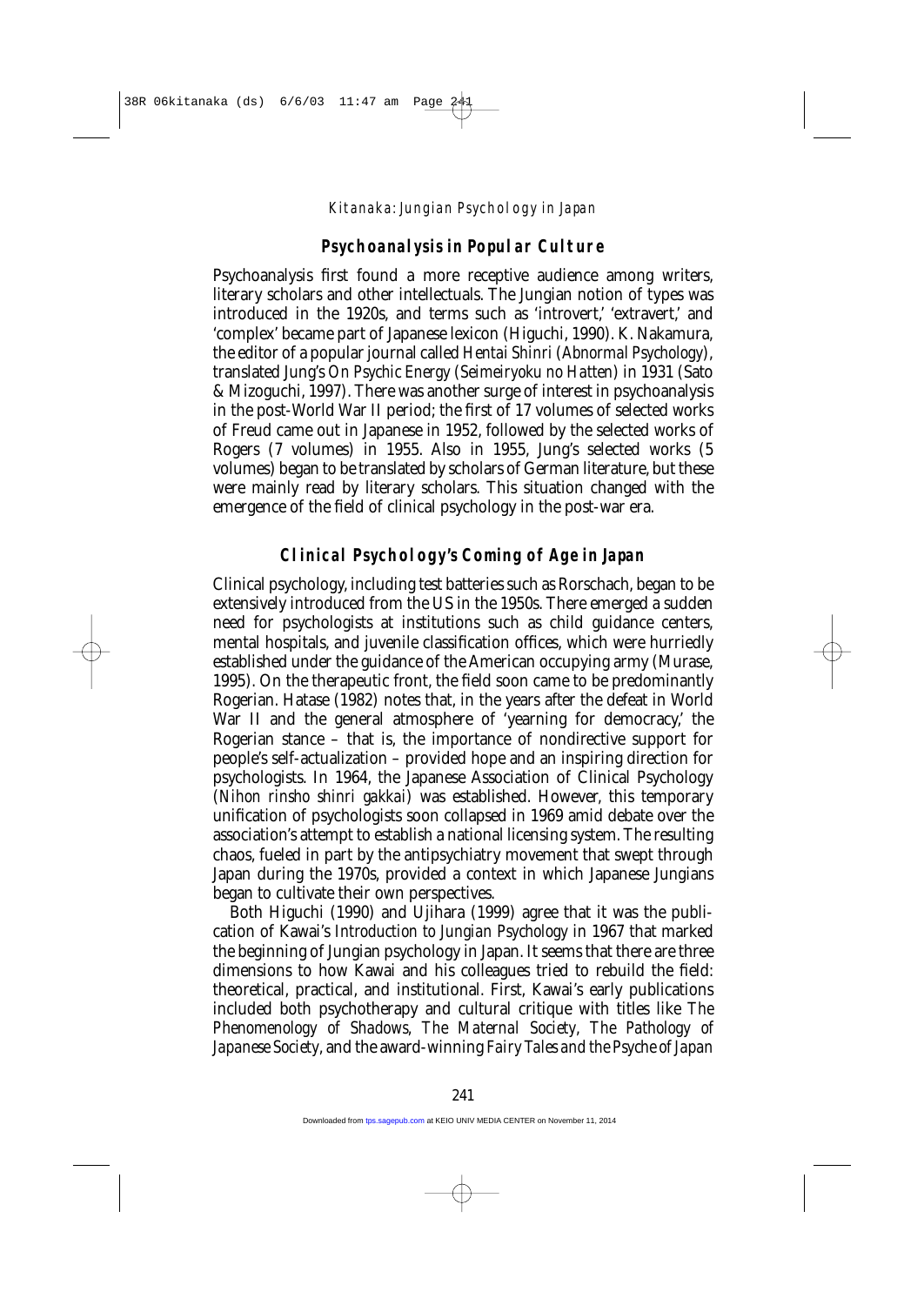## Psychoanalysis in Popular Culture

Psychoanalysis first found a more receptive audience among writers, literary scholars and other intellectuals. The Jungian notion of types was introduced in the 1920s, and terms such as 'introvert,' 'extravert,' and 'complex' became part of Japanese lexicon (Higuchi, 1990). K. Nakamura, the editor of a popular journal called *Hentai Shinri* (*Abnormal Psychology*), translated Jung's *On Psychic Energy* (*Seimeiryoku no Hatten*) in 1931 (Sato & Mizoguchi, 1997). There was another surge of interest in psychoanalysis in the post-World War II period; the first of 17 volumes of selected works of Freud came out in Japanese in 1952, followed by the selected works of Rogers (7 volumes) in 1955. Also in 1955, Jung's selected works (5 volumes) began to be translated by scholars of German literature, but these were mainly read by literary scholars. This situation changed with the emergence of the field of clinical psychology in the post-war era.

## Clinical Psychology's Coming of Age in Japan

Clinical psychology, including test batteries such as Rorschach, began to be extensively introduced from the US in the 1950s. There emerged a sudden need for psychologists at institutions such as child guidance centers, mental hospitals, and juvenile classification offices, which were hurriedly established under the guidance of the American occupying army (Murase, 1995). On the therapeutic front, the field soon came to be predominantly Rogerian. Hatase (1982) notes that, in the years after the defeat in World War II and the general atmosphere of 'yearning for democracy,' the Rogerian stance – that is, the importance of nondirective support for people's self-actualization – provided hope and an inspiring direction for psychologists. In 1964, the Japanese Association of Clinical Psychology (*Nihon rinsho shinri gakkai*) was established. However, this temporary unification of psychologists soon collapsed in 1969 amid debate over the association's attempt to establish a national licensing system. The resulting chaos, fueled in part by the antipsychiatry movement that swept through Japan during the 1970s, provided a context in which Japanese Jungians began to cultivate their own perspectives.

Both Higuchi (1990) and Ujihara (1999) agree that it was the publication of Kawai's *Introduction to Jungian Psychology* in 1967 that marked the beginning of Jungian psychology in Japan. It seems that there are three dimensions to how Kawai and his colleagues tried to rebuild the field: theoretical, practical, and institutional. First, Kawai's early publications included both psychotherapy and cultural critique with titles like *The Phenomenology of Shadows*, *The Maternal Society*, *The Pathology of Japanese Society*, and the award-winning *Fairy Tales and the Psyche of Japan*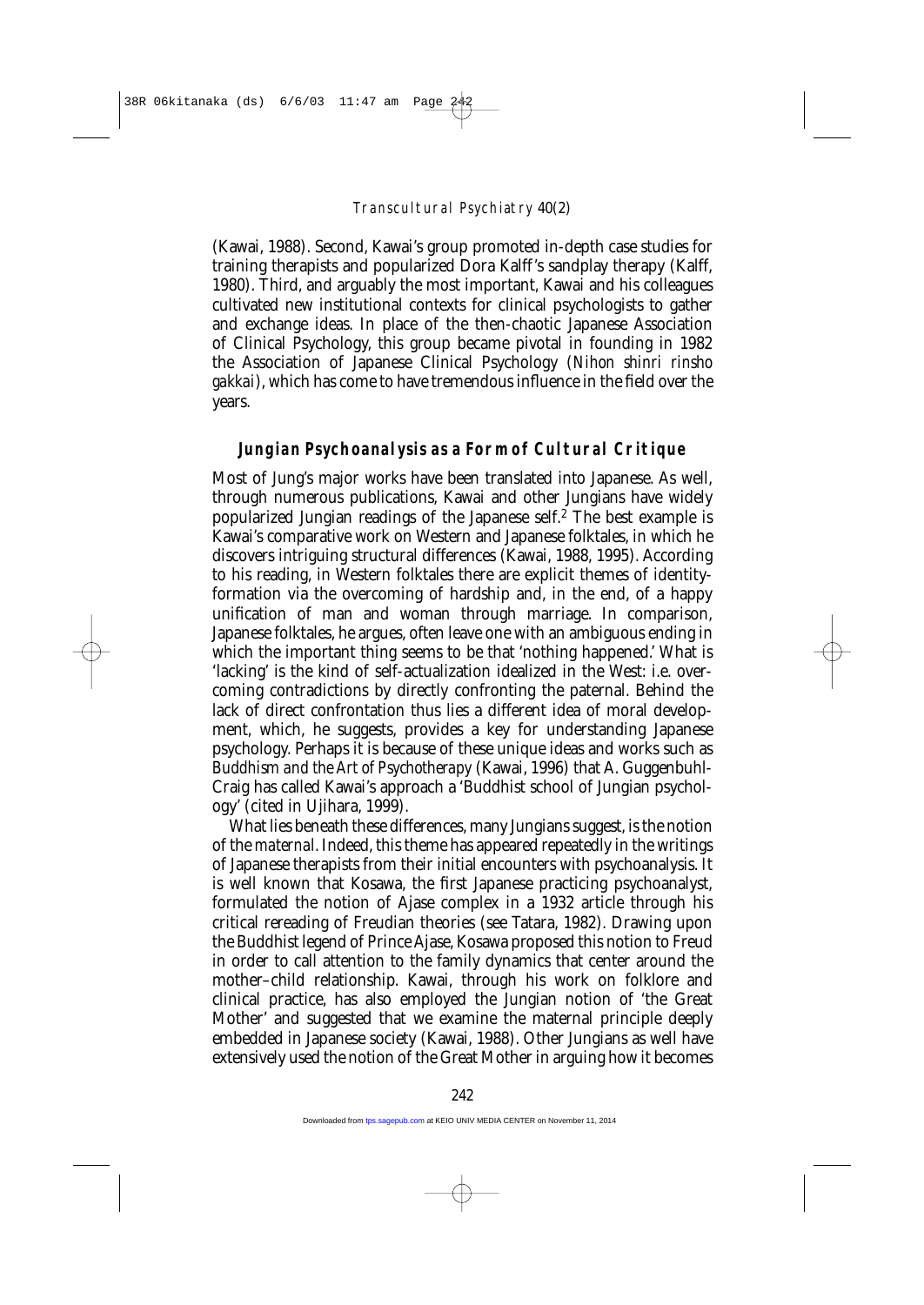(Kawai, 1988). Second, Kawai's group promoted in-depth case studies for training therapists and popularized Dora Kalff's sandplay therapy (Kalff, 1980). Third, and arguably the most important, Kawai and his colleagues cultivated new institutional contexts for clinical psychologists to gather and exchange ideas. In place of the then-chaotic Japanese Association of Clinical Psychology, this group became pivotal in founding in 1982 the Association of Japanese Clinical Psychology (*Nihon shinri rinsho gakkai*), which has come to have tremendous influence in the field over the years.

## Jungian Psychoanalysis as a Form of Cultural Critique

Most of Jung's major works have been translated into Japanese. As well, through numerous publications, Kawai and other Jungians have widely popularized Jungian readings of the Japanese self.[2] The best example is Kawai's comparative work on Western and Japanese folktales, in which he discovers intriguing structural differences (Kawai, 1988, 1995). According to his reading, in Western folktales there are explicit themes of identity-formation via the overcoming of hardship and, in the end, of a happy unification of man and woman through marriage. In comparison, Japanese folktales, he argues, often leave one with an ambiguous ending in which the important thing seems to be that 'nothing happened.' What is 'lacking' is the kind of self-actualization idealized in the West: i.e. overcoming contradictions by directly confronting the paternal. Behind the lack of direct confrontation thus lies a different idea of moral development, which, he suggests, provides a key for understanding Japanese psychology. Perhaps it is because of these unique ideas and works such as *Buddhism and the Art of Psychotherapy* (Kawai, 1996) that A. Guggenbuhl-Craig has called Kawai's approach a 'Buddhist school of Jungian psychology' (cited in Ujihara, 1999).

What lies beneath these differences, many Jungians suggest, is the notion of the *maternal*. Indeed, this theme has appeared repeatedly in the writings of Japanese therapists from their initial encounters with psychoanalysis. It is well known that Kosawa, the first Japanese practicing psychoanalyst, formulated the notion of Ajase complex in a 1932 article through his critical rereading of Freudian theories (see Tatara, 1982). Drawing upon the Buddhist legend of Prince Ajase, Kosawa proposed this notion to Freud in order to call attention to the family dynamics that center around the mother–child relationship. Kawai, through his work on folklore and clinical practice, has also employed the Jungian notion of 'the Great Mother' and suggested that we examine the maternal principle deeply embedded in Japanese society (Kawai, 1988). Other Jungians as well have extensively used the notion of the Great Mother in arguing how it becomes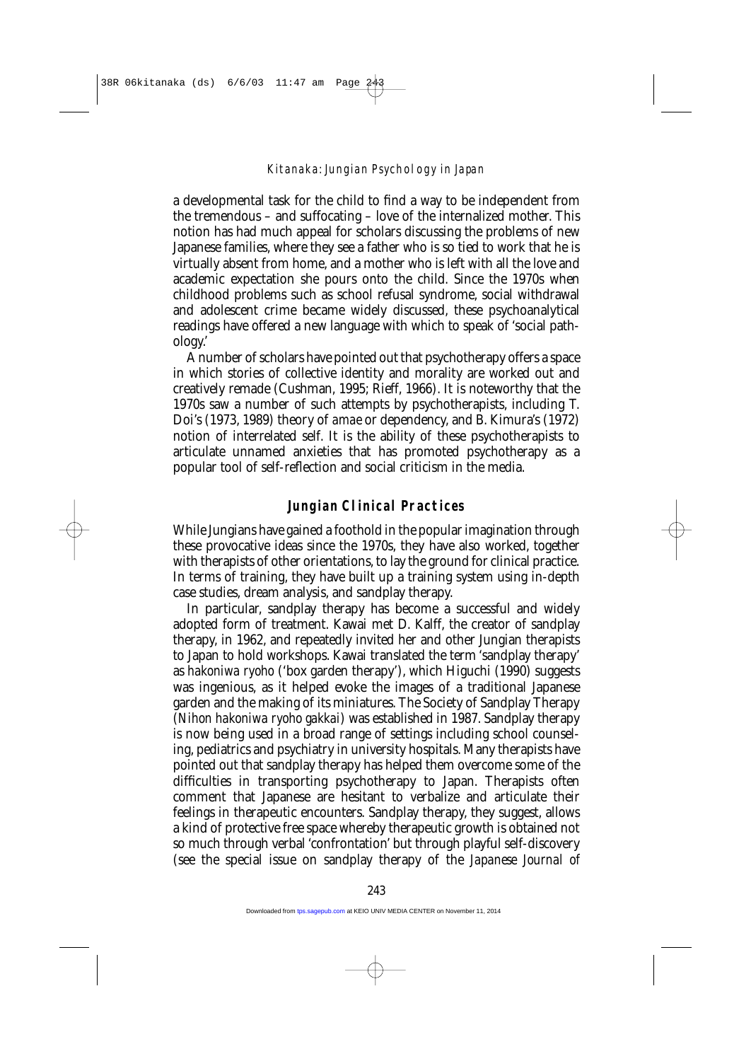a developmental task for the child to find a way to be independent from the tremendous – and suffocating – love of the internalized mother. This notion has had much appeal for scholars discussing the problems of new Japanese families, where they see a father who is so tied to work that he is virtually absent from home, and a mother who is left with all the love and academic expectation she pours onto the child. Since the 1970s when childhood problems such as school refusal syndrome, social withdrawal and adolescent crime became widely discussed, these psychoanalytical readings have offered a new language with which to speak of 'social pathology.'

A number of scholars have pointed out that psychotherapy offers a space in which stories of collective identity and morality are worked out and creatively remade (Cushman, 1995; Rieff, 1966). It is noteworthy that the 1970s saw a number of such attempts by psychotherapists, including T. Doi's (1973, 1989) theory of *amae* or dependency, and B. Kimura's (1972) notion of interrelated self. It is the ability of these psychotherapists to articulate unnamed anxieties that has promoted psychotherapy as a popular tool of self-reflection and social criticism in the media.

## Jungian Clinical Practices

While Jungians have gained a foothold in the popular imagination through these provocative ideas since the 1970s, they have also worked, together with therapists of other orientations, to lay the ground for clinical practice. In terms of training, they have built up a training system using in-depth case studies, dream analysis, and sandplay therapy.

In particular, sandplay therapy has become a successful and widely adopted form of treatment. Kawai met D. Kalff, the creator of sandplay therapy, in 1962, and repeatedly invited her and other Jungian therapists to Japan to hold workshops. Kawai translated the term 'sandplay therapy' as *hakoniwa ryoho* ('box garden therapy'), which Higuchi (1990) suggests was ingenious, as it helped evoke the images of a traditional Japanese garden and the making of its miniatures. The Society of Sandplay Therapy (*Nihon hakoniwa ryoho gakkai*) was established in 1987. Sandplay therapy is now being used in a broad range of settings including school counseling, pediatrics and psychiatry in university hospitals. Many therapists have pointed out that sandplay therapy has helped them overcome some of the difficulties in transporting psychotherapy to Japan. Therapists often comment that Japanese are hesitant to verbalize and articulate their feelings in therapeutic encounters. Sandplay therapy, they suggest, allows a kind of protective free space whereby therapeutic growth is obtained not so much through verbal 'confrontation' but through playful self-discovery (see the special issue on sandplay therapy of the *Japanese Journal of*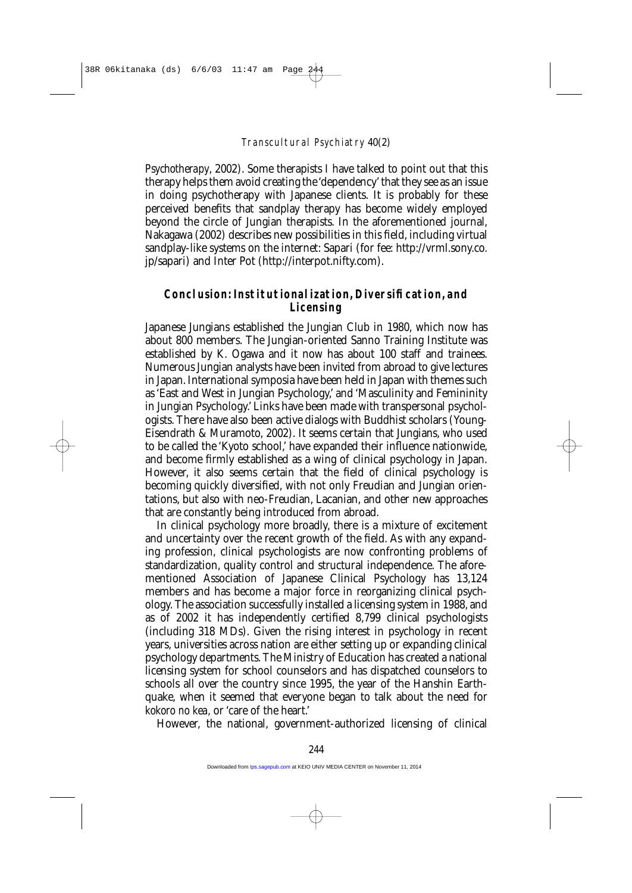*Psychotherapy*, 2002). Some therapists I have talked to point out that this therapy helps them avoid creating the 'dependency' that they see as an issue in doing psychotherapy with Japanese clients. It is probably for these perceived benefits that sandplay therapy has become widely employed beyond the circle of Jungian therapists. In the aforementioned journal, Nakagawa (2002) describes new possibilities in this field, including virtual sandplay-like systems on the internet: Sapari (for fee: http://vrml.sony.co.jp/sapari) and Inter Pot (http://interpot.nifty.com).

## Conclusion: Institutionalization, Diversification, and Licensing

Japanese Jungians established the Jungian Club in 1980, which now has about 800 members. The Jungian-oriented Sanno Training Institute was established by K. Ogawa and it now has about 100 staff and trainees. Numerous Jungian analysts have been invited from abroad to give lectures in Japan. International symposia have been held in Japan with themes such as 'East and West in Jungian Psychology,' and 'Masculinity and Femininity in Jungian Psychology.' Links have been made with transpersonal psychologists. There have also been active dialogs with Buddhist scholars (Young-Eisendrath & Muramoto, 2002). It seems certain that Jungians, who used to be called the 'Kyoto school,' have expanded their influence nationwide, and become firmly established as a wing of clinical psychology in Japan. However, it also seems certain that the field of clinical psychology is becoming quickly diversified, with not only Freudian and Jungian orientations, but also with neo-Freudian, Lacanian, and other new approaches that are constantly being introduced from abroad.

In clinical psychology more broadly, there is a mixture of excitement and uncertainty over the recent growth of the field. As with any expanding profession, clinical psychologists are now confronting problems of standardization, quality control and structural independence. The aforementioned Association of Japanese Clinical Psychology has 13,124 members and has become a major force in reorganizing clinical psychology. The association successfully installed a licensing system in 1988, and as of 2002 it has independently certified 8,799 clinical psychologists (including 318 MDs). Given the rising interest in psychology in recent years, universities across nation are either setting up or expanding clinical psychology departments. The Ministry of Education has created a national licensing system for school counselors and has dispatched counselors to schools all over the country since 1995, the year of the Hanshin Earthquake, when it seemed that everyone began to talk about the need for *kokoro no kea*, or 'care of the heart.'

However, the national, government-authorized licensing of clinical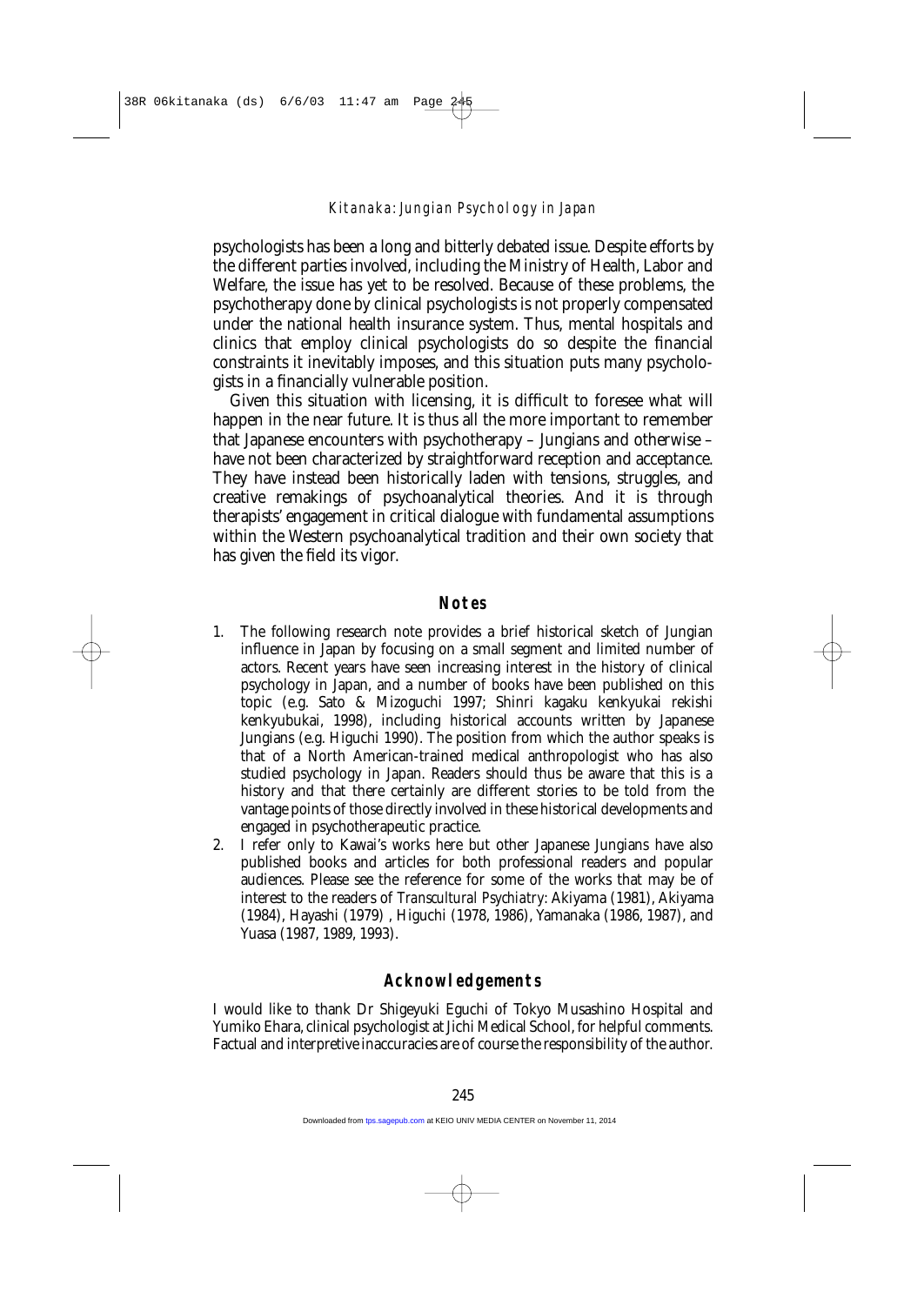psychologists has been a long and bitterly debated issue. Despite efforts by the different parties involved, including the Ministry of Health, Labor and Welfare, the issue has yet to be resolved. Because of these problems, the psychotherapy done by clinical psychologists is not properly compensated under the national health insurance system. Thus, mental hospitals and clinics that employ clinical psychologists do so despite the financial constraints it inevitably imposes, and this situation puts many psychologists in a financially vulnerable position.

Given this situation with licensing, it is difficult to foresee what will happen in the near future. It is thus all the more important to remember that Japanese encounters with psychotherapy – Jungians and otherwise – have not been characterized by straightforward reception and acceptance. They have instead been historically laden with tensions, struggles, and creative remakings of psychoanalytical theories. And it is through therapists' engagement in critical dialogue with fundamental assumptions within the Western psychoanalytical tradition *and* their own society that has given the field its vigor.

## Notes

1. The following research note provides a brief historical sketch of Jungian influence in Japan by focusing on a small segment and limited number of actors. Recent years have seen increasing interest in the history of clinical psychology in Japan, and a number of books have been published on this topic (e.g. Sato & Mizoguchi 1997; Shinri kagaku kenkyukai rekishi kenkyubukai, 1998), including historical accounts written by Japanese Jungians (e.g. Higuchi 1990). The position from which the author speaks is that of a North American-trained medical anthropologist who has also studied psychology in Japan. Readers should thus be aware that this is *a* history and that there certainly are different stories to be told from the vantage points of those directly involved in these historical developments and engaged in psychotherapeutic practice.
2. I refer only to Kawai's works here but other Japanese Jungians have also published books and articles for both professional readers and popular audiences. Please see the reference for some of the works that may be of interest to the readers of *Transcultural Psychiatry*: Akiyama (1981), Akiyama (1984), Hayashi (1979) , Higuchi (1978, 1986), Yamanaka (1986, 1987), and Yuasa (1987, 1989, 1993).

## Acknowledgements

I would like to thank Dr Shigeyuki Eguchi of Tokyo Musashino Hospital and Yumiko Ehara, clinical psychologist at Jichi Medical School, for helpful comments. Factual and interpretive inaccuracies are of course the responsibility of the author.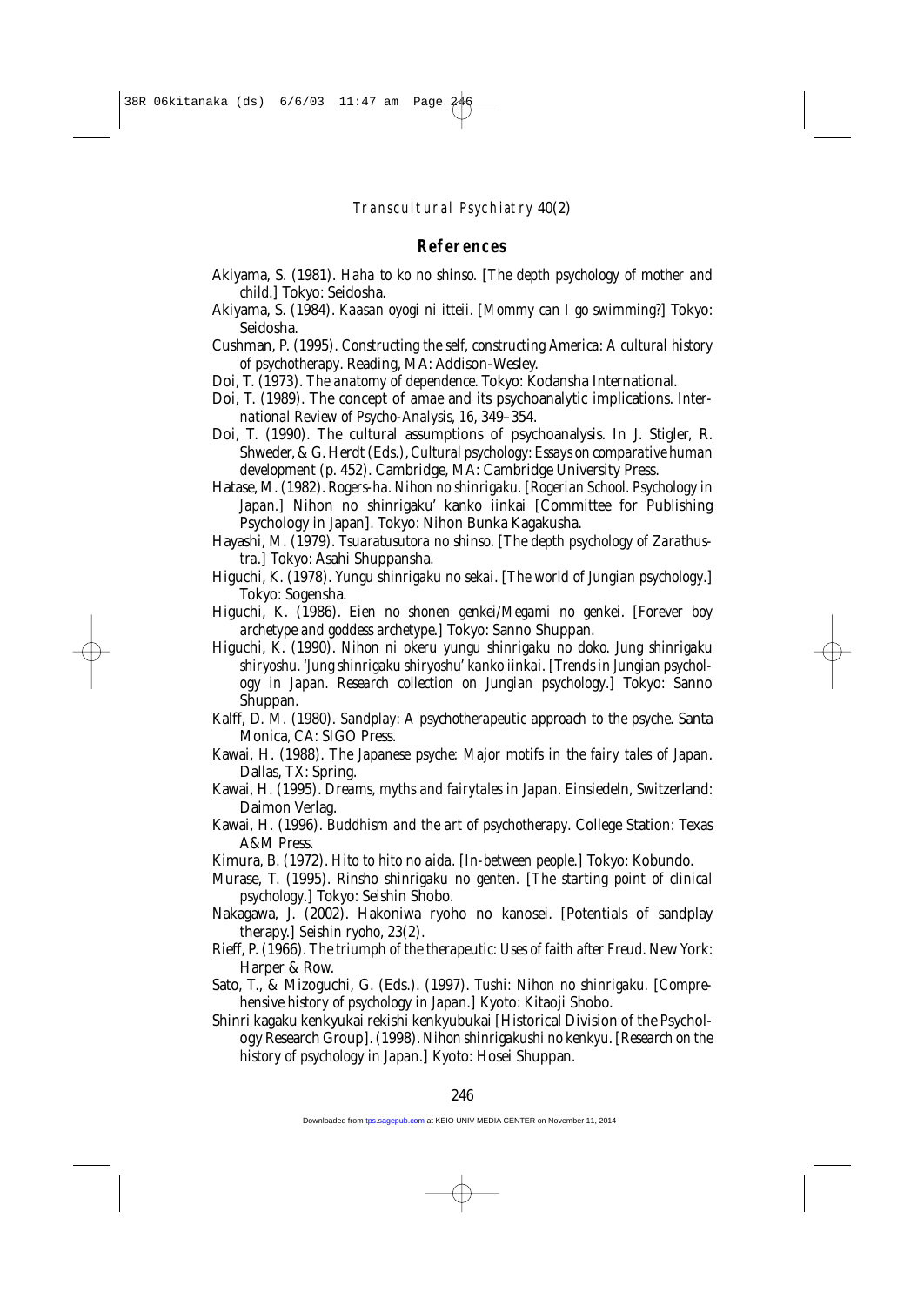## References

Akiyama, S. (1981). *Haha to ko no shinso*. [*The depth psychology of mother and child*.] Tokyo: Seidosha.

Akiyama, S. (1984). *Kaasan oyogi ni itteii*. [*Mommy can I go swimming?*] Tokyo: Seidosha.

Cushman, P. (1995). *Constructing the self, constructing America: A cultural history of psychotherapy*. Reading, MA: Addison-Wesley.

Doi, T. (1973). *The anatomy of dependence*. Tokyo: Kodansha International.

Doi, T. (1989). The concept of *amae* and its psychoanalytic implications. *International Review of Psycho-Analysis*, 16, 349–354.

Doi, T. (1990). The cultural assumptions of psychoanalysis. In J. Stigler, R. Shweder, & G. Herdt (Eds.), *Cultural psychology: Essays on comparative human development* (p. 452). Cambridge, MA: Cambridge University Press.

Hatase, M. (1982). *Rogers-ha. Nihon no shinrigaku*. [*Rogerian School. Psychology in Japan*.] Nihon no shinrigaku' kanko iinkai [Committee for Publishing Psychology in Japan]. Tokyo: Nihon Bunka Kagakusha.

Hayashi, M. (1979). *Tsuaratusutora no shinso*. [*The depth psychology of Zarathustra*.] Tokyo: Asahi Shuppansha.

Higuchi, K. (1978). *Yungu shinrigaku no sekai*. [*The world of Jungian psychology*.] Tokyo: Sogensha.

Higuchi, K. (1986). *Eien no shonen genkei/Megami no genkei*. [*Forever boy archetype and goddess archetype*.] Tokyo: Sanno Shuppan.

Higuchi, K. (1990). *Nihon ni okeru yungu shinrigaku no doko. Jung shinrigaku shiryoshu. 'Jung shinrigaku shiryoshu' kanko iinkai*. [*Trends in Jungian psychology in Japan. Research collection on Jungian psychology*.] Tokyo: Sanno Shuppan.

Kalff, D. M. (1980). *Sandplay: A psychotherapeutic approach to the psyche*. Santa Monica, CA: SIGO Press.

Kawai, H. (1988). *The Japanese psyche: Major motifs in the fairy tales of Japan*. Dallas, TX: Spring.

Kawai, H. (1995). *Dreams, myths and fairytales in Japan*. Einsiedeln, Switzerland: Daimon Verlag.

Kawai, H. (1996). *Buddhism and the art of psychotherapy*. College Station: Texas A&M Press.

Kimura, B. (1972). *Hito to hito no aida*. [*In-between people*.] Tokyo: Kobundo.

Murase, T. (1995). *Rinsho shinrigaku no genten*. [*The starting point of clinical psychology*.] Tokyo: Seishin Shobo.

Nakagawa, J. (2002). Hakoniwa ryoho no kanosei. [Potentials of sandplay therapy.] *Seishin ryoho*, 23(2).

Rieff, P. (1966). *The triumph of the therapeutic: Uses of faith after Freud*. New York: Harper & Row.

Sato, T., & Mizoguchi, G. (Eds.). (1997). *Tushi: Nihon no shinrigaku*. [*Comprehensive history of psychology in Japan*.] Kyoto: Kitaoji Shobo.

Shinri kagaku kenkyukai rekishi kenkyubukai [Historical Division of the Psychology Research Group]. (1998). *Nihon shinrigakushi no kenkyu*. [*Research on the history of psychology in Japan*.] Kyoto: Hosei Shuppan.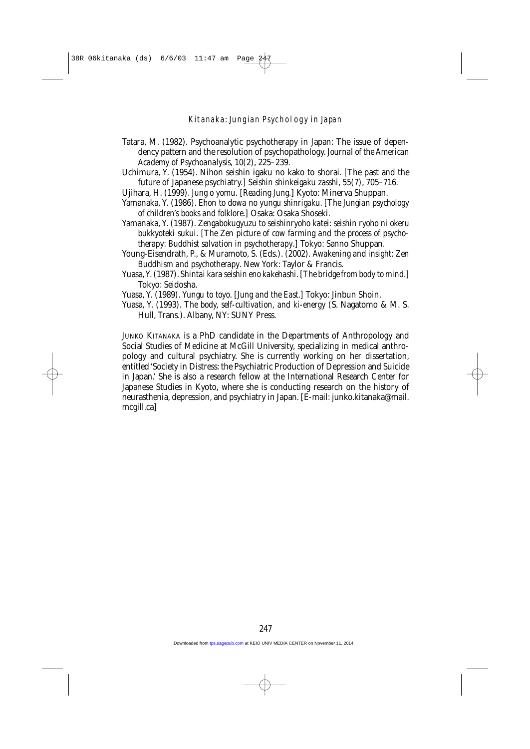Tatara, M. (1982). Psychoanalytic psychotherapy in Japan: The issue of dependency pattern and the resolution of psychopathology. *Journal of the American Academy of Psychoanalysis*, *10*(2), 225–239.

Uchimura, Y. (1954). Nihon seishin igaku no kako to shorai. [The past and the future of Japanese psychiatry.] *Seishin shinkeigaku zasshi*, *55*(7), 705–716.

Ujihara, H. (1999). *Jung o yomu*. [*Reading Jung*.] Kyoto: Minerva Shuppan.

Yamanaka, Y. (1986). *Ehon to dowa no yungu shinrigaku*. [*The Jungian psychology of children's books and folklore*.] Osaka: Osaka Shoseki.

Yamanaka, Y. (1987). *Zengabokugyuzu to seishinryoho katei: seishin ryoho ni okeru bukkyoteki sukui*. [*The Zen picture of cow farming and the process of psychotherapy: Buddhist salvation in psychotherapy*.] Tokyo: Sanno Shuppan.

Young-Eisendrath, P., & Muramoto, S. (Eds.). (2002). *Awakening and insight: Zen Buddhism and psychotherapy*. New York: Taylor & Francis.

Yuasa, Y. (1987). *Shintai kara seishin eno kakehashi*. [*The bridge from body to mind*.] Tokyo: Seidosha.

Yuasa, Y. (1989). *Yungu to toyo*. [*Jung and the East*.] Tokyo: Jinbun Shoin.

Yuasa, Y. (1993). *The body, self-cultivation, and ki-energy* (S. Nagatomo & M. S. Hull, Trans.). Albany, NY: SUNY Press.

JUNKO KITANAKA is a PhD candidate in the Departments of Anthropology and Social Studies of Medicine at McGill University, specializing in medical anthropology and cultural psychiatry. She is currently working on her dissertation, entitled 'Society in Distress: the Psychiatric Production of Depression and Suicide in Japan.' She is also a research fellow at the International Research Center for Japanese Studies in Kyoto, where she is conducting research on the history of neurasthenia, depression, and psychiatry in Japan. [E-mail: junko.kitanaka@mail.mcgill.ca]